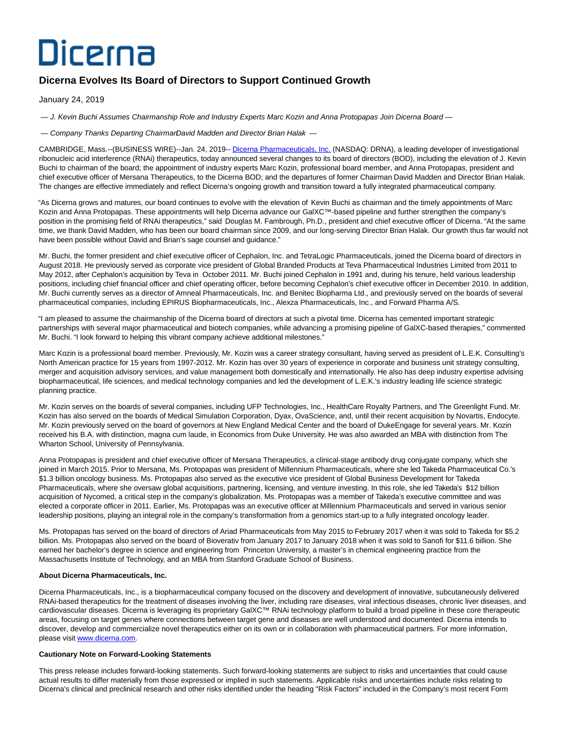Dicerna

# Dicerna Evolves Its Board of Directors to Support Continued Growth

January 24, 2019

*— J. Kevin Buchi Assumes Chairmanship Role and Industry Experts Marc Kozin and Anna Protopapas Join Dicerna Board —*

*— Company Thanks Departing Chairman David Madden and Director Brian Halak —*

CAMBRIDGE, Mass.--(BUSINESS WIRE)--Jan. 24, 2019-- Dicerna Pharmaceuticals, Inc. (NASDAQ: DRNA), a leading developer of investigational ribonucleic acid interference (RNAi) therapeutics, today announced several changes to its board of directors (BOD), including the elevation of J. Kevin Buchi to chairman of the board; the appointment of industry experts Marc Kozin, professional board member, and Anna Protopapas, president and chief executive officer of Mersana Therapeutics, to the Dicerna BOD; and the departures of former Chairman David Madden and Director Brian Halak. The changes are effective immediately and reflect Dicerna's ongoing growth and transition toward a fully integrated pharmaceutical company.

"As Dicerna grows and matures, our board continues to evolve with the elevation of Kevin Buchi as chairman and the timely appointments of Marc Kozin and Anna Protopapas. These appointments will help Dicerna advance our GalXC™-based pipeline and further strengthen the company's position in the promising field of RNAi therapeutics," said Douglas M. Fambrough, Ph.D., president and chief executive officer of Dicerna. "At the same time, we thank David Madden, who has been our board chairman since 2009, and our long-serving Director Brian Halak. Our growth thus far would not have been possible without David and Brian's sage counsel and guidance."

Mr. Buchi, the former president and chief executive officer of Cephalon, Inc. and TetraLogic Pharmaceuticals, joined the Dicerna board of directors in August 2018. He previously served as corporate vice president of Global Branded Products at Teva Pharmaceutical Industries Limited from 2011 to May 2012, after Cephalon's acquisition by Teva in October 2011. Mr. Buchi joined Cephalon in 1991 and, during his tenure, held various leadership positions, including chief financial officer and chief operating officer, before becoming Cephalon's chief executive officer in December 2010. In addition, Mr. Buchi currently serves as a director of Amneal Pharmaceuticals, Inc. and Benitec Biopharma Ltd., and previously served on the boards of several pharmaceutical companies, including EPIRUS Biopharmaceuticals, Inc., Alexza Pharmaceuticals, Inc., and Forward Pharma A/S.

"I am pleased to assume the chairmanship of the Dicerna board of directors at such a pivotal time. Dicerna has cemented important strategic partnerships with several major pharmaceutical and biotech companies, while advancing a promising pipeline of GalXC-based therapies," commented Mr. Buchi. "I look forward to helping this vibrant company achieve additional milestones."

Marc Kozin is a professional board member. Previously, Mr. Kozin was a career strategy consultant, having served as president of L.E.K. Consulting's North American practice for 15 years from 1997-2012. Mr. Kozin has over 30 years of experience in corporate and business unit strategy consulting, merger and acquisition advisory services, and value management both domestically and internationally. He also has deep industry expertise advising biopharmaceutical, life sciences, and medical technology companies and led the development of L.E.K.'s industry leading life science strategic planning practice.

Mr. Kozin serves on the boards of several companies, including UFP Technologies, Inc., HealthCare Royalty Partners, and The Greenlight Fund. Mr. Kozin has also served on the boards of Medical Simulation Corporation, Dyax, OvaScience, and, until their recent acquisition by Novartis, Endocyte. Mr. Kozin previously served on the board of governors at New England Medical Center and the board of DukeEngage for several years. Mr. Kozin received his B.A. with distinction, magna cum laude, in Economics from Duke University. He was also awarded an MBA with distinction from The Wharton School, University of Pennsylvania.

Anna Protopapas is president and chief executive officer of Mersana Therapeutics, a clinical-stage antibody drug conjugate company, which she joined in March 2015. Prior to Mersana, Ms. Protopapas was president of Millennium Pharmaceuticals, where she led Takeda Pharmaceutical Co.'s $1.3 billion oncology business. Ms. Protopapas also served as the executive vice president of Global Business Development for Takeda Pharmaceuticals, where she oversaw global acquisitions, partnering, licensing, and venture investing. In this role, she led Takeda's $12 billion acquisition of Nycomed, a critical step in the company's globalization. Ms. Protopapas was a member of Takeda's executive committee and was elected a corporate officer in 2011. Earlier, Ms. Protopapas was an executive officer at Millennium Pharmaceuticals and served in various senior leadership positions, playing an integral role in the company's transformation from a genomics start-up to a fully integrated oncology leader.

Ms. Protopapas has served on the board of directors of Ariad Pharmaceuticals from May 2015 to February 2017 when it was sold to Takeda for $5.2 billion. Ms. Protopapas also served on the board of Bioverativ from January 2017 to January 2018 when it was sold to Sanofi for $11.6 billion. She earned her bachelor's degree in science and engineering from Princeton University, a master's in chemical engineering practice from the Massachusetts Institute of Technology, and an MBA from Stanford Graduate School of Business.

**About Dicerna Pharmaceuticals, Inc.**

Dicerna Pharmaceuticals, Inc., is a biopharmaceutical company focused on the discovery and development of innovative, subcutaneously delivered RNAi-based therapeutics for the treatment of diseases involving the liver, including rare diseases, viral infectious diseases, chronic liver diseases, and cardiovascular diseases. Dicerna is leveraging its proprietary GalXC™ RNAi technology platform to build a broad pipeline in these core therapeutic areas, focusing on target genes where connections between target gene and diseases are well understood and documented. Dicerna intends to discover, develop and commercialize novel therapeutics either on its own or in collaboration with pharmaceutical partners. For more information, please visit www.dicerna.com.

**Cautionary Note on Forward-Looking Statements**

This press release includes forward-looking statements. Such forward-looking statements are subject to risks and uncertainties that could cause actual results to differ materially from those expressed or implied in such statements. Applicable risks and uncertainties include risks relating to Dicerna's clinical and preclinical research and other risks identified under the heading "Risk Factors" included in the Company's most recent Form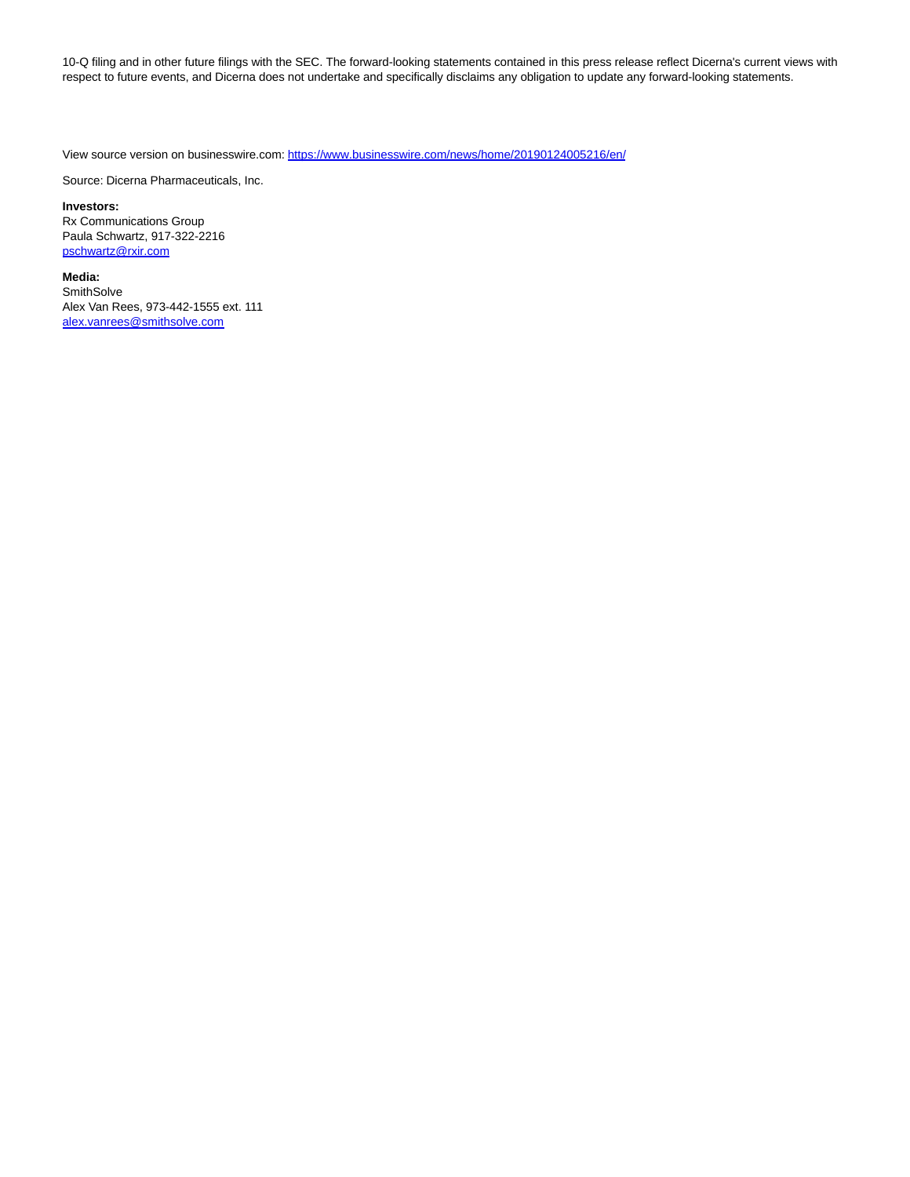10-Q filing and in other future filings with the SEC. The forward-looking statements contained in this press release reflect Dicerna's current views with respect to future events, and Dicerna does not undertake and specifically disclaims any obligation to update any forward-looking statements.

View source version on businesswire.com: https://www.businesswire.com/news/home/20190124005216/en/

Source: Dicerna Pharmaceuticals, Inc.

**Investors:**
Rx Communications Group
Paula Schwartz, 917-322-2216
pschwartz@rxir.com

**Media:**
SmithSolve
Alex Van Rees, 973-442-1555 ext. 111
alex.vanrees@smithsolve.com